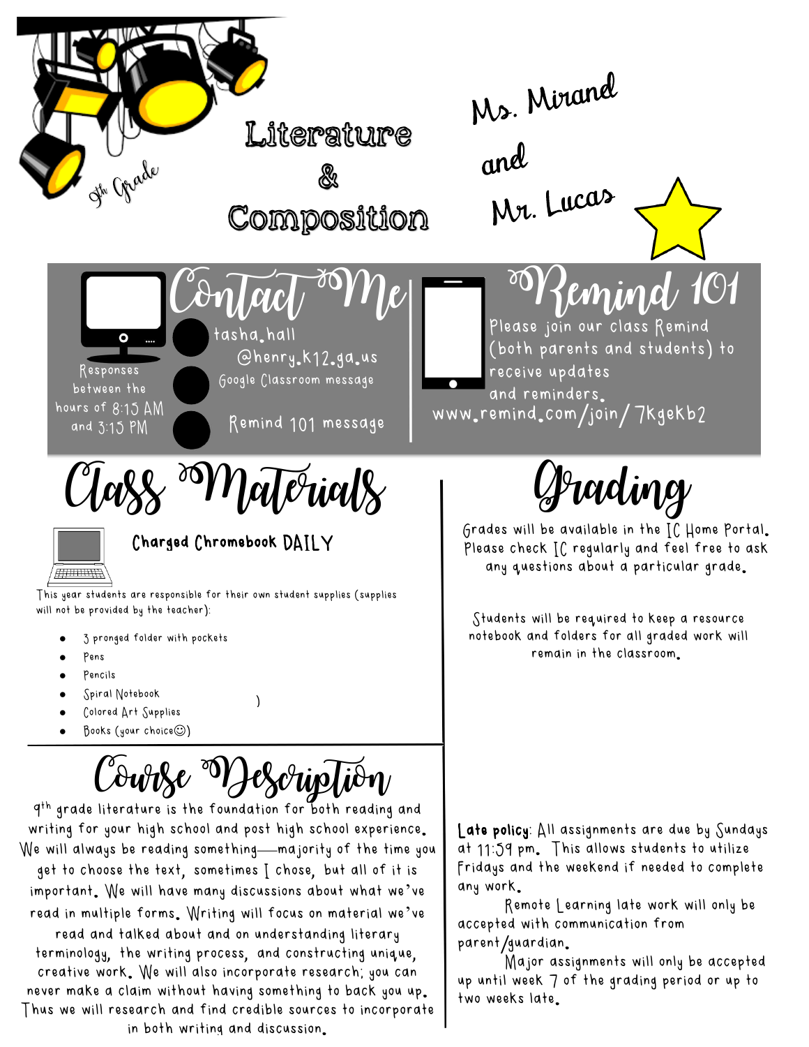9th Grade

# Literature & Composition

Ms. Mirand and Mr. Lucas

## Contact Me

Responses between the hours of 8:15 AM and 3:15 PM

- tasha.hall @henry.k12.ga.us
- Google Classroom message
- Remind 101 message

## Remind 101

Please join our class Remind (both parents and students) to receive updates and reminders.

www.remind.com/join/ 7kgekb2

## Class Materials

**Charged Chromebook DAILY**

This year students are responsible for their own student supplies (supplies will not be provided by the teacher):

- 3 pronged folder with pockets
- Pens
- Pencils
- Spiral Notebook
- Colored Art Supplies
- Books (your choice☺)

## Grading

Grades will be available in the IC Home Portal. Please check IC regularly and feel free to ask any questions about a particular grade.

Students will be required to keep a resource notebook and folders for all graded work will remain in the classroom.

## Course Description

9th grade literature is the foundation for both reading and writing for your high school and post high school experience. We will always be reading something—majority of the time you get to choose the text, sometimes I chose, but all of it is important. We will have many discussions about what we've read in multiple forms. Writing will focus on material we've read and talked about and on understanding literary terminology, the writing process, and constructing unique, creative work. We will also incorporate research; you can never make a claim without having something to back you up. Thus we will research and find credible sources to incorporate in both writing and discussion.

**Late policy**: All assignments are due by Sundays at 11:59 pm. This allows students to utilize Fridays and the weekend if needed to complete any work.

Remote Learning late work will only be accepted with communication from parent/guardian.

Major assignments will only be accepted up until week 7 of the grading period or up to two weeks late.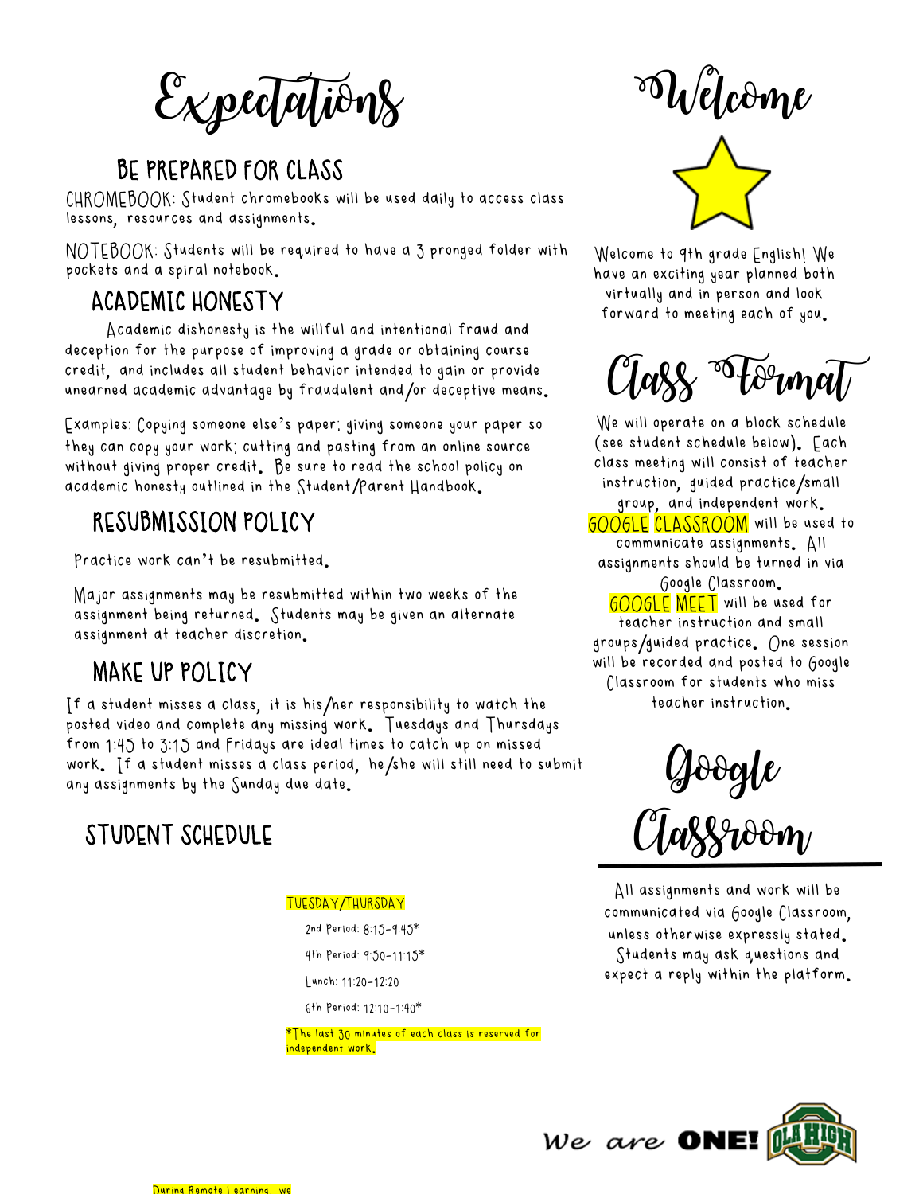# Expectations

## BE PREPARED FOR CLASS

CHROMEBOOK: Student chromebooks will be used daily to access class lessons, resources and assignments.

NOTEBOOK: Students will be required to have a 3 pronged folder with pockets and a spiral notebook.

## ACADEMIC HONESTY

Academic dishonesty is the willful and intentional fraud and deception for the purpose of improving a grade or obtaining course credit, and includes all student behavior intended to gain or provide unearned academic advantage by fraudulent and/or deceptive means.

Examples: Copying someone else's paper; giving someone your paper so they can copy your work; cutting and pasting from an online source without giving proper credit. Be sure to read the school policy on academic honesty outlined in the Student/Parent Handbook.

## RESUBMISSION POLICY

Practice work can't be resubmitted.

Major assignments may be resubmitted within two weeks of the assignment being returned. Students may be given an alternate assignment at teacher discretion.

## MAKE UP POLICY

If a student misses a class, it is his/her responsibility to watch the posted video and complete any missing work. Tuesdays and Thursdays from 1:45 to 3:15 and Fridays are ideal times to catch up on missed work. If a student misses a class period, he/she will still need to submit any assignments by the Sunday due date.

## STUDENT SCHEDULE

TUESDAY/THURSDAY

2nd Period: 8:15-9:45*

4th Period: 9:50-11:15*

Lunch: 11:20-12:20

6th Period: 12:10-1:40*

*The last 30 minutes of each class is reserved for independent work.

During Remote Learning, we

# Welcome

Welcome to 9th grade English! We have an exciting year planned both virtually and in person and look forward to meeting each of you.

# Class Format

We will operate on a block schedule (see student schedule below). Each class meeting will consist of teacher instruction, guided practice/small group, and independent work. GOOGLE CLASSROOM will be used to communicate assignments. All assignments should be turned in via Google Classroom. GOOGLE MEET will be used for teacher instruction and small groups/guided practice. One session will be recorded and posted to Google Classroom for students who miss teacher instruction.

# Google Classroom

All assignments and work will be communicated via Google Classroom, unless otherwise expressly stated. Students may ask questions and expect a reply within the platform.

We are ONE! OLA HIGH